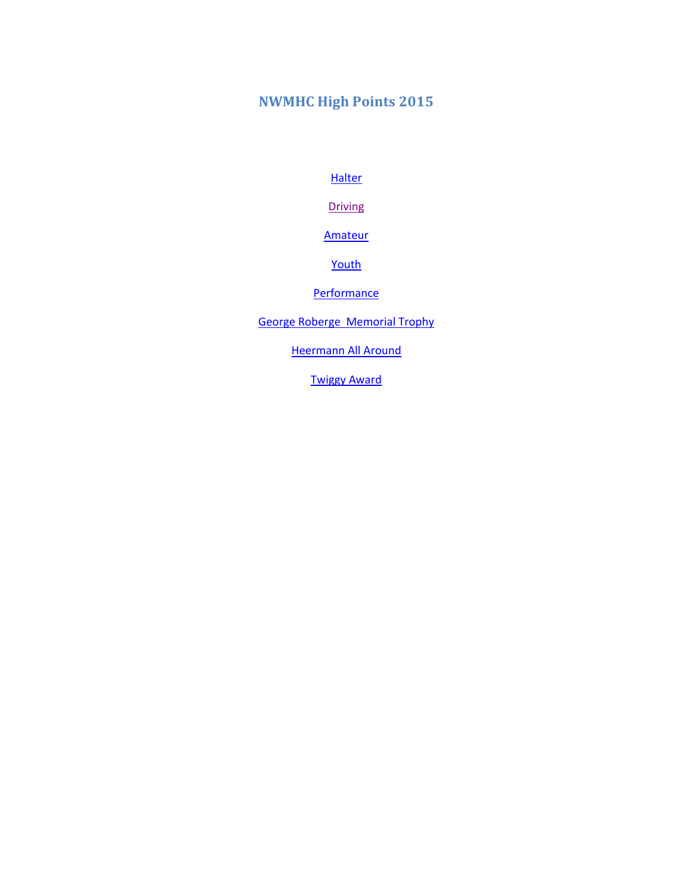# NWMHC High Points 2015

Halter

Driving

Amateur

Youth

Performance

George Roberge  Memorial Trophy

Heermann All Around

Twiggy Award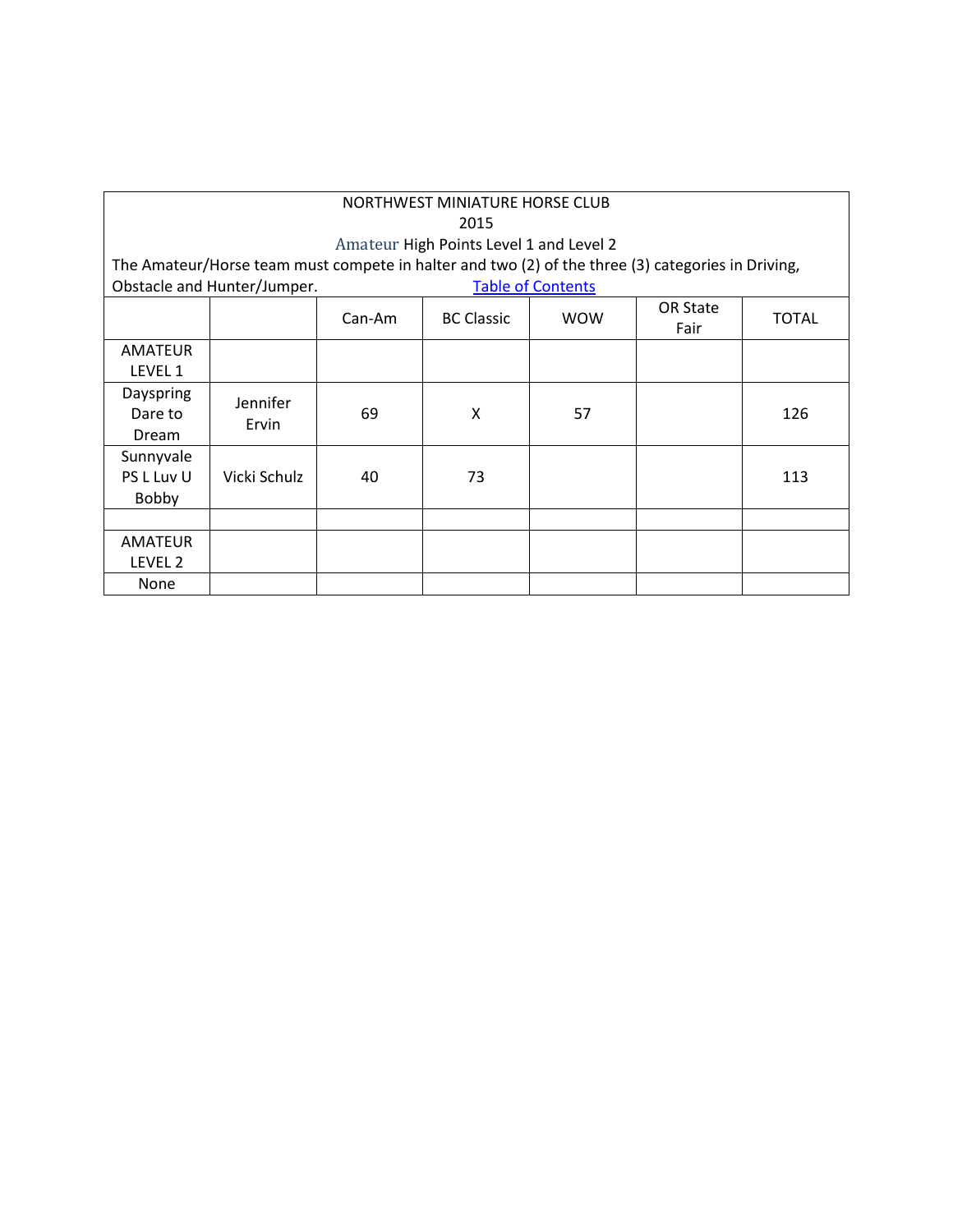NORTHWEST MINIATURE HORSE CLUB

2015

Amateur High Points Level 1 and Level 2

The Amateur/Horse team must compete in halter and two (2) of the three (3) categories in Driving, Obstacle and Hunter/Jumper. Table of Contents

| | | Can-Am | BC Classic | WOW | OR State Fair | TOTAL |
|---|---|---|---|---|---|---|
| AMATEUR LEVEL 1 | | | | | | |
| Dayspring Dare to Dream | Jennifer Ervin | 69 | X | 57 | | 126 |
| Sunnyvale PS L Luv U Bobby | Vicki Schulz | 40 | 73 | | | 113 |
| | | | | | | |
| AMATEUR LEVEL 2 | | | | | | |
| None | | | | | | |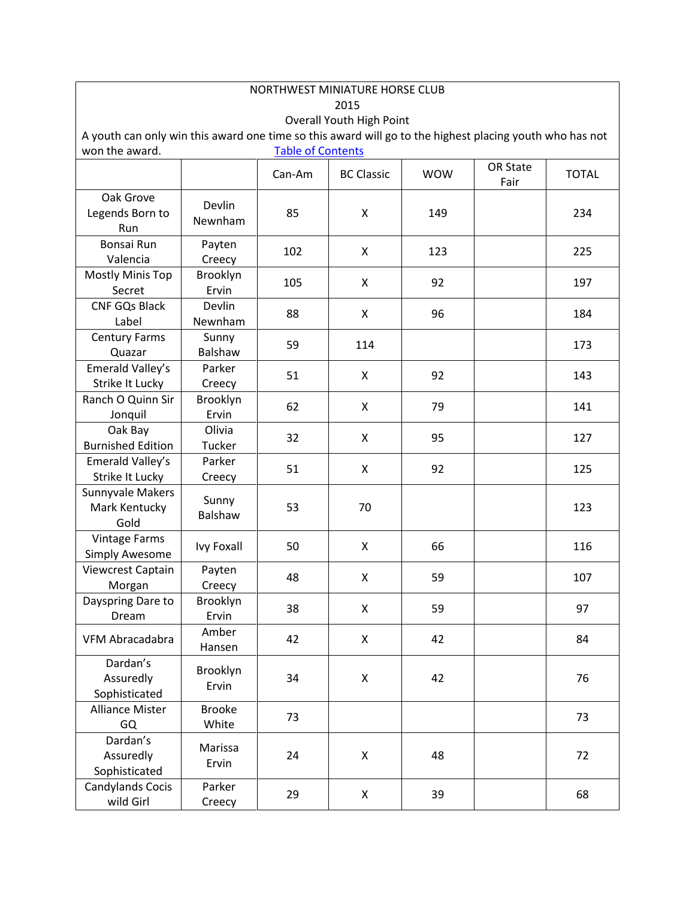NORTHWEST MINIATURE HORSE CLUB

2015

Overall Youth High Point

A youth can only win this award one time so this award will go to the highest placing youth who has not won the award. [Table of Contents]

| | | Can-Am | BC Classic | WOW | OR State Fair | TOTAL |
|---|---|---|---|---|---|---|
| Oak Grove Legends Born to Run | Devlin Newnham | 85 | X | 149 | | 234 |
| Bonsai Run Valencia | Payten Creecy | 102 | X | 123 | | 225 |
| Mostly Minis Top Secret | Brooklyn Ervin | 105 | X | 92 | | 197 |
| CNF GQs Black Label | Devlin Newnham | 88 | X | 96 | | 184 |
| Century Farms Quazar | Sunny Balshaw | 59 | 114 | | | 173 |
| Emerald Valley's Strike It Lucky | Parker Creecy | 51 | X | 92 | | 143 |
| Ranch O Quinn Sir Jonquil | Brooklyn Ervin | 62 | X | 79 | | 141 |
| Oak Bay Burnished Edition | Olivia Tucker | 32 | X | 95 | | 127 |
| Emerald Valley's Strike It Lucky | Parker Creecy | 51 | X | 92 | | 125 |
| Sunnyvale Makers Mark Kentucky Gold | Sunny Balshaw | 53 | 70 | | | 123 |
| Vintage Farms Simply Awesome | Ivy Foxall | 50 | X | 66 | | 116 |
| Viewcrest Captain Morgan | Payten Creecy | 48 | X | 59 | | 107 |
| Dayspring Dare to Dream | Brooklyn Ervin | 38 | X | 59 | | 97 |
| VFM Abracadabra | Amber Hansen | 42 | X | 42 | | 84 |
| Dardan's Assuredly Sophisticated | Brooklyn Ervin | 34 | X | 42 | | 76 |
| Alliance Mister GQ | Brooke White | 73 | | | | 73 |
| Dardan's Assuredly Sophisticated | Marissa Ervin | 24 | X | 48 | | 72 |
| Candylands Cocis wild Girl | Parker Creecy | 29 | X | 39 | | 68 |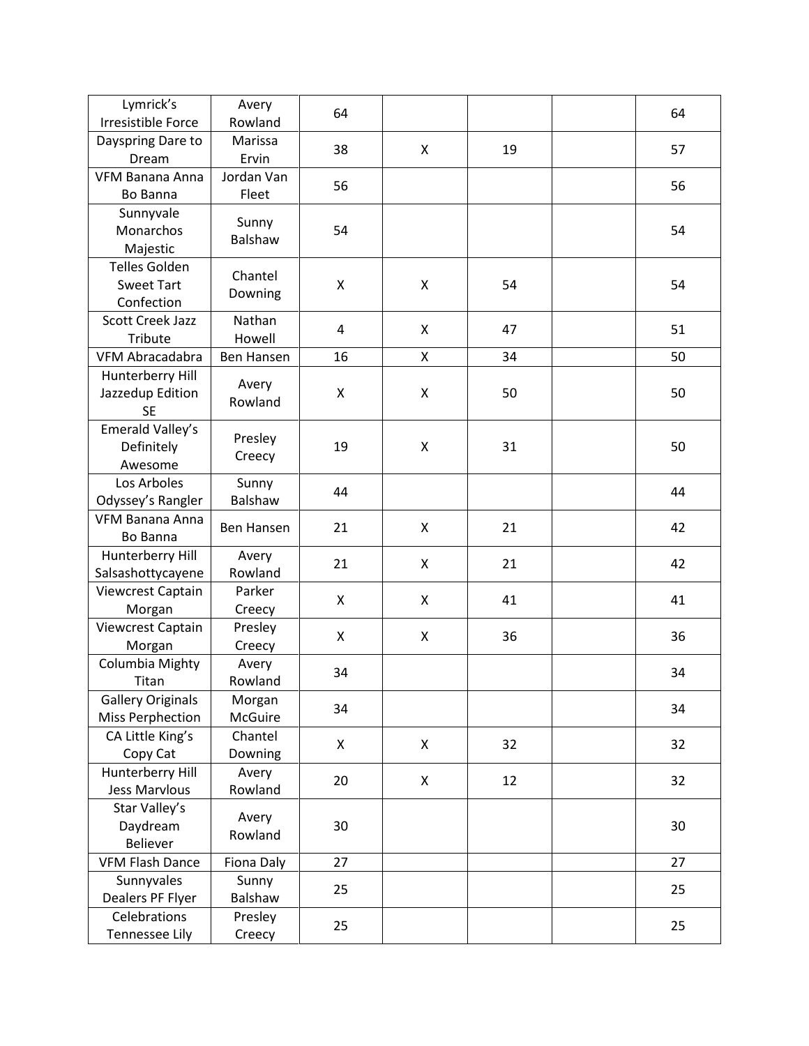| | | | | | | |
|---|---|---|---|---|---|---|
| Lymrick's Irresistible Force | Avery Rowland | 64 | | | | 64 |
| Dayspring Dare to Dream | Marissa Ervin | 38 | X | 19 | | 57 |
| VFM Banana Anna Bo Banna | Jordan Van Fleet | 56 | | | | 56 |
| Sunnyvale Monarchos Majestic | Sunny Balshaw | 54 | | | | 54 |
| Telles Golden Sweet Tart Confection | Chantel Downing | X | X | 54 | | 54 |
| Scott Creek Jazz Tribute | Nathan Howell | 4 | X | 47 | | 51 |
| VFM Abracadabra | Ben Hansen | 16 | X | 34 | | 50 |
| Hunterberry Hill Jazzedup Edition SE | Avery Rowland | X | X | 50 | | 50 |
| Emerald Valley's Definitely Awesome | Presley Creecy | 19 | X | 31 | | 50 |
| Los Arboles Odyssey's Rangler | Sunny Balshaw | 44 | | | | 44 |
| VFM Banana Anna Bo Banna | Ben Hansen | 21 | X | 21 | | 42 |
| Hunterberry Hill Salsashottycayene | Avery Rowland | 21 | X | 21 | | 42 |
| Viewcrest Captain Morgan | Parker Creecy | X | X | 41 | | 41 |
| Viewcrest Captain Morgan | Presley Creecy | X | X | 36 | | 36 |
| Columbia Mighty Titan | Avery Rowland | 34 | | | | 34 |
| Gallery Originals Miss Perphection | Morgan McGuire | 34 | | | | 34 |
| CA Little King's Copy Cat | Chantel Downing | X | X | 32 | | 32 |
| Hunterberry Hill Jess Marvlous | Avery Rowland | 20 | X | 12 | | 32 |
| Star Valley's Daydream Believer | Avery Rowland | 30 | | | | 30 |
| VFM Flash Dance | Fiona Daly | 27 | | | | 27 |
| Sunnyvales Dealers PF Flyer | Sunny Balshaw | 25 | | | | 25 |
| Celebrations Tennessee Lily | Presley Creecy | 25 | | | | 25 |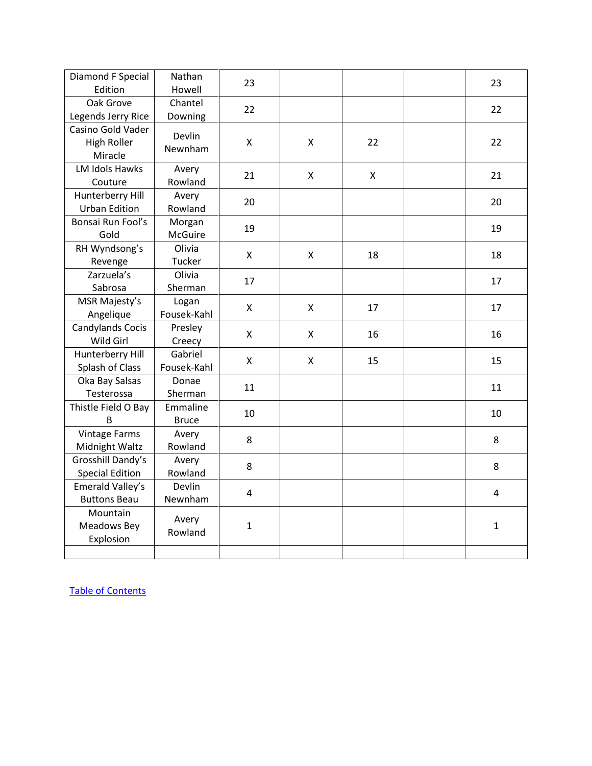| Diamond F Special Edition | Nathan Howell | 23 | | | | 23 |
|---|---|---|---|---|---|---|
| Oak Grove Legends Jerry Rice | Chantel Downing | 22 | | | | 22 |
| Casino Gold Vader High Roller Miracle | Devlin Newnham | X | X | 22 | | 22 |
| LM Idols Hawks Couture | Avery Rowland | 21 | X | X | | 21 |
| Hunterberry Hill Urban Edition | Avery Rowland | 20 | | | | 20 |
| Bonsai Run Fool's Gold | Morgan McGuire | 19 | | | | 19 |
| RH Wyndsong's Revenge | Olivia Tucker | X | X | 18 | | 18 |
| Zarzuela's Sabrosa | Olivia Sherman | 17 | | | | 17 |
| MSR Majesty's Angelique | Logan Fousek-Kahl | X | X | 17 | | 17 |
| Candylands Cocis Wild Girl | Presley Creecy | X | X | 16 | | 16 |
| Hunterberry Hill Splash of Class | Gabriel Fousek-Kahl | X | X | 15 | | 15 |
| Oka Bay Salsas Testerossa | Donae Sherman | 11 | | | | 11 |
| Thistle Field O Bay B | Emmaline Bruce | 10 | | | | 10 |
| Vintage Farms Midnight Waltz | Avery Rowland | 8 | | | | 8 |
| Grosshill Dandy's Special Edition | Avery Rowland | 8 | | | | 8 |
| Emerald Valley's Buttons Beau | Devlin Newnham | 4 | | | | 4 |
| Mountain Meadows Bey Explosion | Avery Rowland | 1 | | | | 1 |
| | | | | | | |

Table of Contents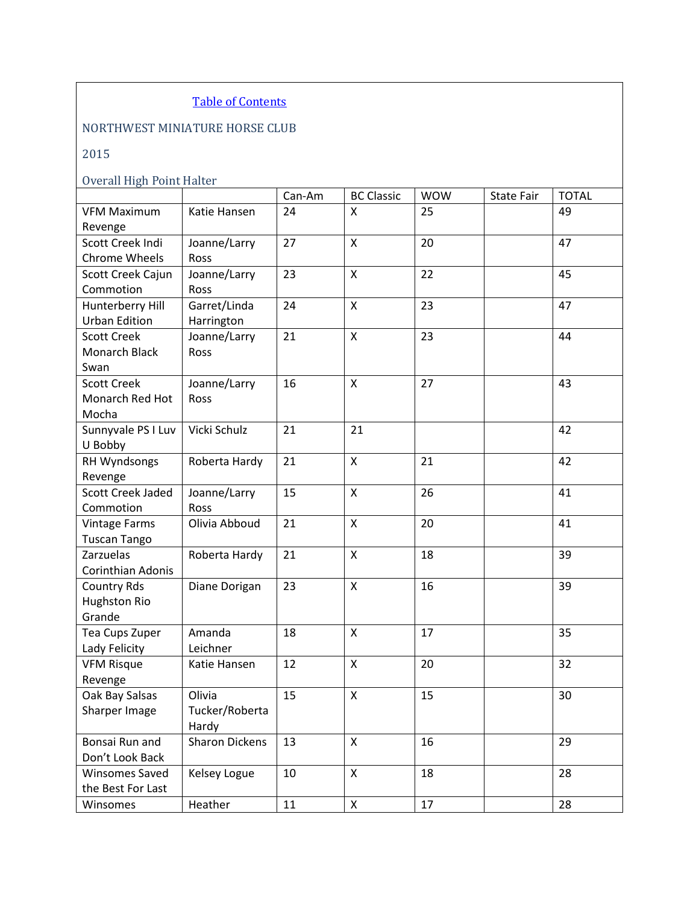[Table of Contents]

NORTHWEST MINIATURE HORSE CLUB

2015

Overall High Point Halter

| | | Can-Am | BC Classic | WOW | State Fair | TOTAL |
|---|---|---|---|---|---|---|
| VFM Maximum Revenge | Katie Hansen | 24 | X | 25 | | 49 |
| Scott Creek Indi Chrome Wheels | Joanne/Larry Ross | 27 | X | 20 | | 47 |
| Scott Creek Cajun Commotion | Joanne/Larry Ross | 23 | X | 22 | | 45 |
| Hunterberry Hill Urban Edition | Garret/Linda Harrington | 24 | X | 23 | | 47 |
| Scott Creek Monarch Black Swan | Joanne/Larry Ross | 21 | X | 23 | | 44 |
| Scott Creek Monarch Red Hot Mocha | Joanne/Larry Ross | 16 | X | 27 | | 43 |
| Sunnyvale PS I Luv U Bobby | Vicki Schulz | 21 | 21 | | | 42 |
| RH Wyndsongs Revenge | Roberta Hardy | 21 | X | 21 | | 42 |
| Scott Creek Jaded Commotion | Joanne/Larry Ross | 15 | X | 26 | | 41 |
| Vintage Farms Tuscan Tango | Olivia Abboud | 21 | X | 20 | | 41 |
| Zarzuelas Corinthian Adonis | Roberta Hardy | 21 | X | 18 | | 39 |
| Country Rds Hughston Rio Grande | Diane Dorigan | 23 | X | 16 | | 39 |
| Tea Cups Zuper Lady Felicity | Amanda Leichner | 18 | X | 17 | | 35 |
| VFM Risque Revenge | Katie Hansen | 12 | X | 20 | | 32 |
| Oak Bay Salsas Sharper Image | Olivia Tucker/Roberta Hardy | 15 | X | 15 | | 30 |
| Bonsai Run and Don't Look Back | Sharon Dickens | 13 | X | 16 | | 29 |
| Winsomes Saved the Best For Last | Kelsey Logue | 10 | X | 18 | | 28 |
| Winsomes | Heather | 11 | X | 17 | | 28 |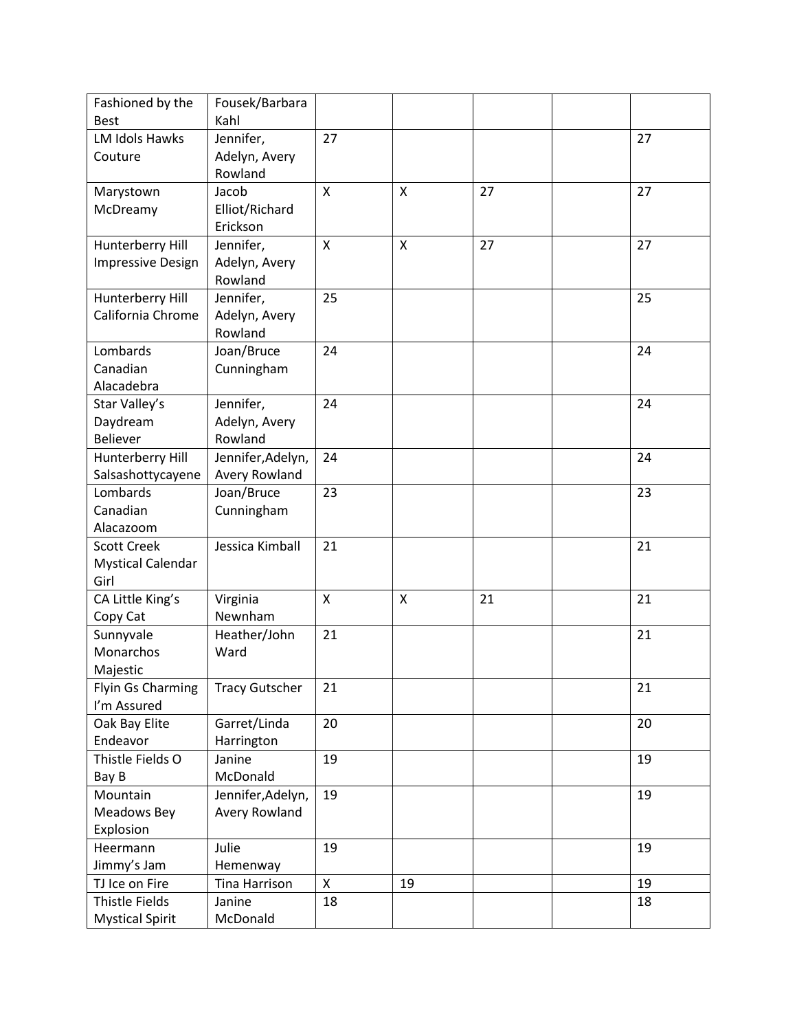| | | | | | | |
|---|---|---|---|---|---|---|
| Fashioned by the Best | Fousek/Barbara Kahl | | | | | |
| LM Idols Hawks Couture | Jennifer, Adelyn, Avery Rowland | 27 | | | | 27 |
| Marystown McDreamy | Jacob Elliot/Richard Erickson | X | X | 27 | | 27 |
| Hunterberry Hill Impressive Design | Jennifer, Adelyn, Avery Rowland | X | X | 27 | | 27 |
| Hunterberry Hill California Chrome | Jennifer, Adelyn, Avery Rowland | 25 | | | | 25 |
| Lombards Canadian Alacadebra | Joan/Bruce Cunningham | 24 | | | | 24 |
| Star Valley's Daydream Believer | Jennifer, Adelyn, Avery Rowland | 24 | | | | 24 |
| Hunterberry Hill Salsashottycayene | Jennifer,Adelyn, Avery Rowland | 24 | | | | 24 |
| Lombards Canadian Alacazoom | Joan/Bruce Cunningham | 23 | | | | 23 |
| Scott Creek Mystical Calendar Girl | Jessica Kimball | 21 | | | | 21 |
| CA Little King's Copy Cat | Virginia Newnham | X | X | 21 | | 21 |
| Sunnyvale Monarchos Majestic | Heather/John Ward | 21 | | | | 21 |
| Flyin Gs Charming I'm Assured | Tracy Gutscher | 21 | | | | 21 |
| Oak Bay Elite Endeavor | Garret/Linda Harrington | 20 | | | | 20 |
| Thistle Fields O Bay B | Janine McDonald | 19 | | | | 19 |
| Mountain Meadows Bey Explosion | Jennifer,Adelyn, Avery Rowland | 19 | | | | 19 |
| Heermann Jimmy's Jam | Julie Hemenway | 19 | | | | 19 |
| TJ Ice on Fire | Tina Harrison | X | 19 | | | 19 |
| Thistle Fields Mystical Spirit | Janine McDonald | 18 | | | | 18 |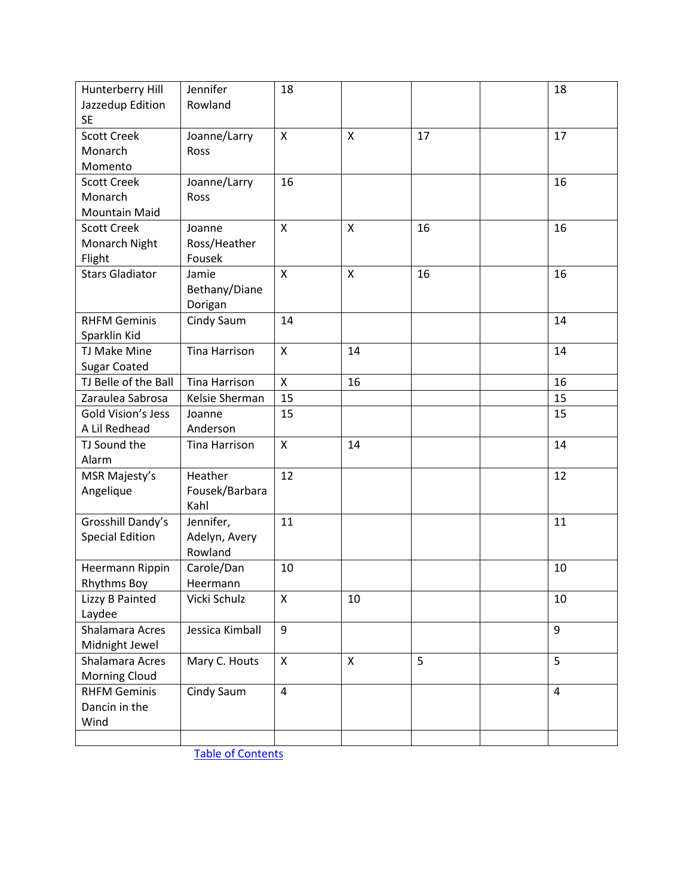| | | | | | | |
|---|---|---|---|---|---|---|
| Hunterberry Hill Jazzedup Edition SE | Jennifer Rowland | 18 | | | | 18 |
| Scott Creek Monarch Momento | Joanne/Larry Ross | X | X | 17 | | 17 |
| Scott Creek Monarch Mountain Maid | Joanne/Larry Ross | 16 | | | | 16 |
| Scott Creek Monarch Night Flight | Joanne Ross/Heather Fousek | X | X | 16 | | 16 |
| Stars Gladiator | Jamie Bethany/Diane Dorigan | X | X | 16 | | 16 |
| RHFM Geminis Sparklin Kid | Cindy Saum | 14 | | | | 14 |
| TJ Make Mine Sugar Coated | Tina Harrison | X | 14 | | | 14 |
| TJ Belle of the Ball | Tina Harrison | X | 16 | | | 16 |
| Zaraulea Sabrosa | Kelsie Sherman | 15 | | | | 15 |
| Gold Vision's Jess A Lil Redhead | Joanne Anderson | 15 | | | | 15 |
| TJ Sound the Alarm | Tina Harrison | X | 14 | | | 14 |
| MSR Majesty's Angelique | Heather Fousek/Barbara Kahl | 12 | | | | 12 |
| Grosshill Dandy's Special Edition | Jennifer, Adelyn, Avery Rowland | 11 | | | | 11 |
| Heermann Rippin Rhythms Boy | Carole/Dan Heermann | 10 | | | | 10 |
| Lizzy B Painted Laydee | Vicki Schulz | X | 10 | | | 10 |
| Shalamara Acres Midnight Jewel | Jessica Kimball | 9 | | | | 9 |
| Shalamara Acres Morning Cloud | Mary C. Houts | X | X | 5 | | 5 |
| RHFM Geminis Dancin in the Wind | Cindy Saum | 4 | | | | 4 |
| | | | | | | |

Table of Contents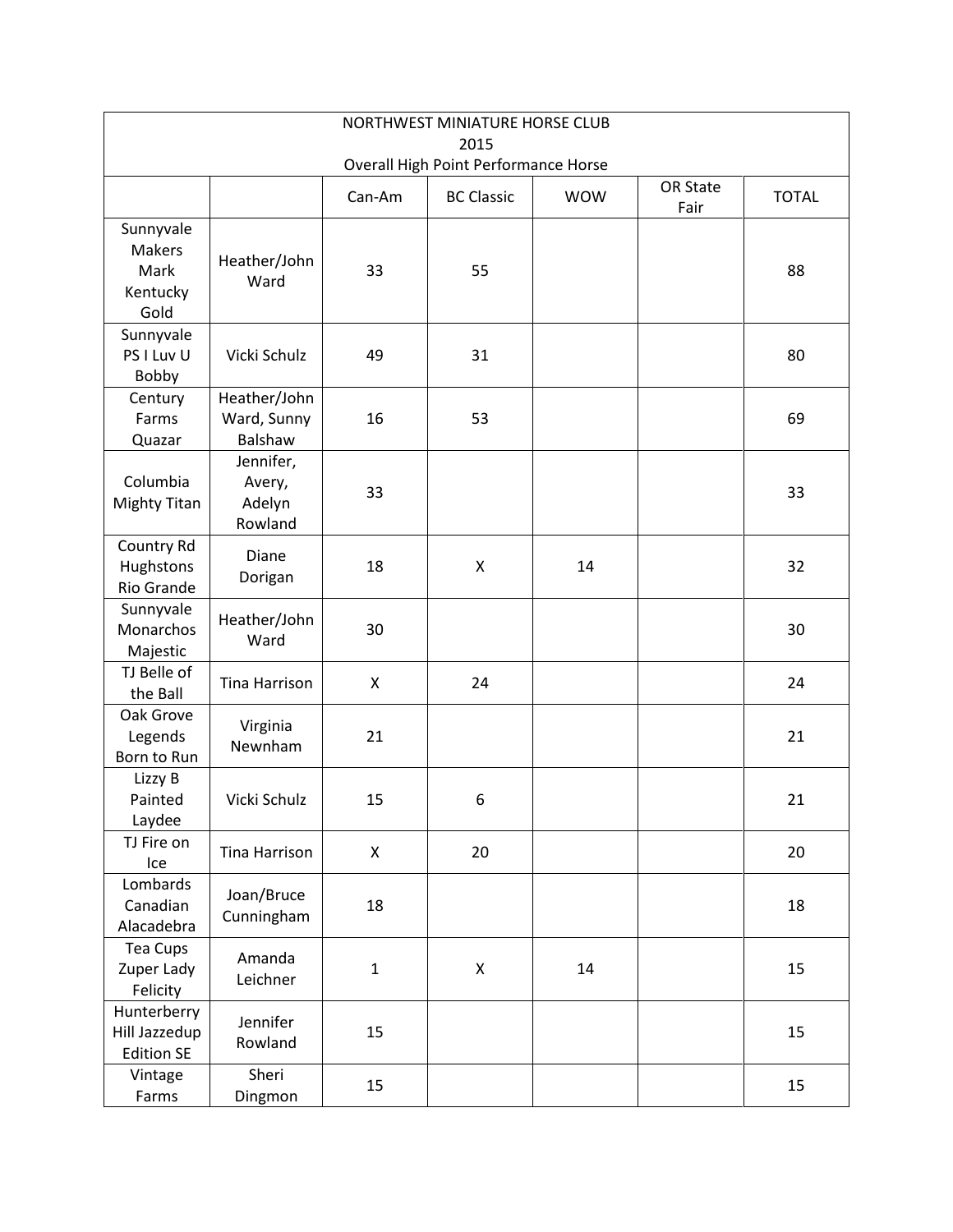NORTHWEST MINIATURE HORSE CLUB
2015
Overall High Point Performance Horse

| | | Can-Am | BC Classic | WOW | OR State Fair | TOTAL |
|---|---|---|---|---|---|---|
| Sunnyvale Makers Mark Kentucky Gold | Heather/John Ward | 33 | 55 | | | 88 |
| Sunnyvale PS I Luv U Bobby | Vicki Schulz | 49 | 31 | | | 80 |
| Century Farms Quazar | Heather/John Ward, Sunny Balshaw | 16 | 53 | | | 69 |
| Columbia Mighty Titan | Jennifer, Avery, Adelyn Rowland | 33 | | | | 33 |
| Country Rd Hughstons Rio Grande | Diane Dorigan | 18 | X | 14 | | 32 |
| Sunnyvale Monarchos Majestic | Heather/John Ward | 30 | | | | 30 |
| TJ Belle of the Ball | Tina Harrison | X | 24 | | | 24 |
| Oak Grove Legends Born to Run | Virginia Newnham | 21 | | | | 21 |
| Lizzy B Painted Laydee | Vicki Schulz | 15 | 6 | | | 21 |
| TJ Fire on Ice | Tina Harrison | X | 20 | | | 20 |
| Lombards Canadian Alacadebra | Joan/Bruce Cunningham | 18 | | | | 18 |
| Tea Cups Zuper Lady Felicity | Amanda Leichner | 1 | X | 14 | | 15 |
| Hunterberry Hill Jazzedup Edition SE | Jennifer Rowland | 15 | | | | 15 |
| Vintage Farms | Sheri Dingmon | 15 | | | | 15 |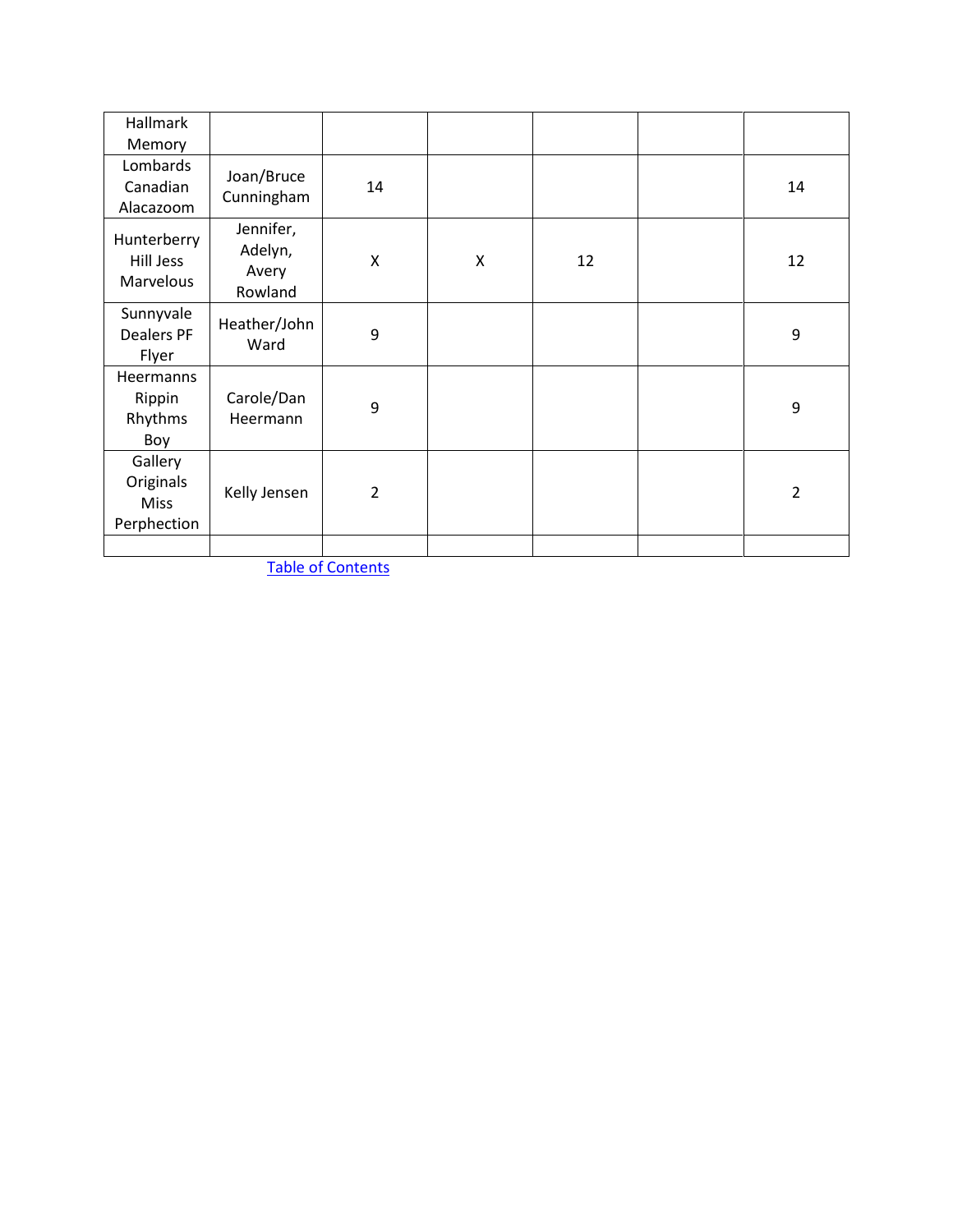| Hallmark Memory | | | | | | |
|---|---|---|---|---|---|---|
| Lombards Canadian Alacazoom | Joan/Bruce Cunningham | 14 | | | | 14 |
| Hunterberry Hill Jess Marvelous | Jennifer, Adelyn, Avery Rowland | X | X | 12 | | 12 |
| Sunnyvale Dealers PF Flyer | Heather/John Ward | 9 | | | | 9 |
| Heermanns Rippin Rhythms Boy | Carole/Dan Heermann | 9 | | | | 9 |
| Gallery Originals Miss Perphection | Kelly Jensen | 2 | | | | 2 |
| | | | | | | |

Table of Contents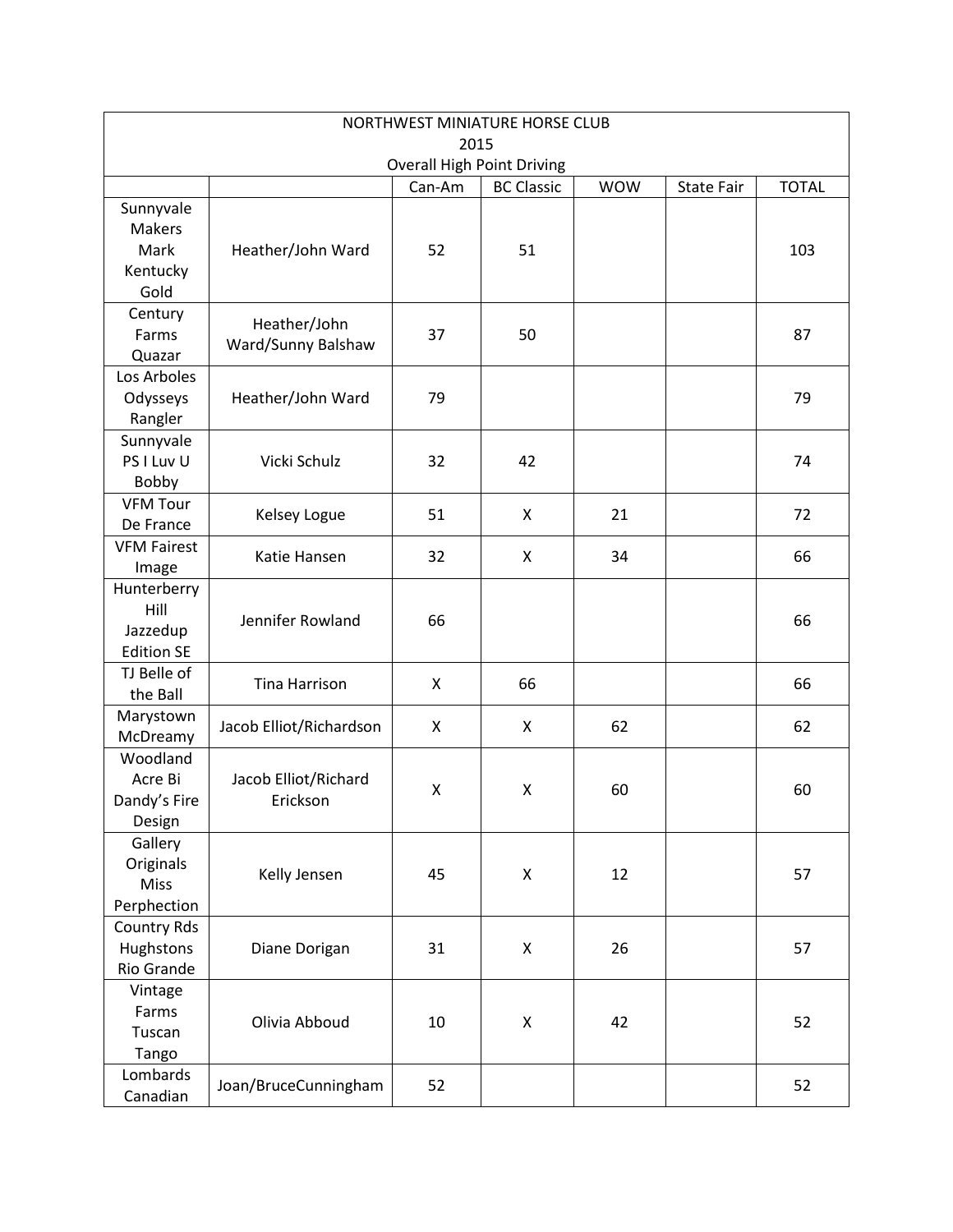| NORTHWEST MINIATURE HORSE CLUB 2015 Overall High Point Driving | | | | | | |
|---|---|---|---|---|---|---|
| | | Can-Am | BC Classic | WOW | State Fair | TOTAL |
| Sunnyvale Makers Mark Kentucky Gold | Heather/John Ward | 52 | 51 | | | 103 |
| Century Farms Quazar | Heather/John Ward/Sunny Balshaw | 37 | 50 | | | 87 |
| Los Arboles Odysseys Rangler | Heather/John Ward | 79 | | | | 79 |
| Sunnyvale PS I Luv U Bobby | Vicki Schulz | 32 | 42 | | | 74 |
| VFM Tour De France | Kelsey Logue | 51 | X | 21 | | 72 |
| VFM Fairest Image | Katie Hansen | 32 | X | 34 | | 66 |
| Hunterberry Hill Jazzedup Edition SE | Jennifer Rowland | 66 | | | | 66 |
| TJ Belle of the Ball | Tina Harrison | X | 66 | | | 66 |
| Marystown McDreamy | Jacob Elliot/Richardson | X | X | 62 | | 62 |
| Woodland Acre Bi Dandy's Fire Design | Jacob Elliot/Richard Erickson | X | X | 60 | | 60 |
| Gallery Originals Miss Perphection | Kelly Jensen | 45 | X | 12 | | 57 |
| Country Rds Hughstons Rio Grande | Diane Dorigan | 31 | X | 26 | | 57 |
| Vintage Farms Tuscan Tango | Olivia Abboud | 10 | X | 42 | | 52 |
| Lombards Canadian | Joan/BruceCunningham | 52 | | | | 52 |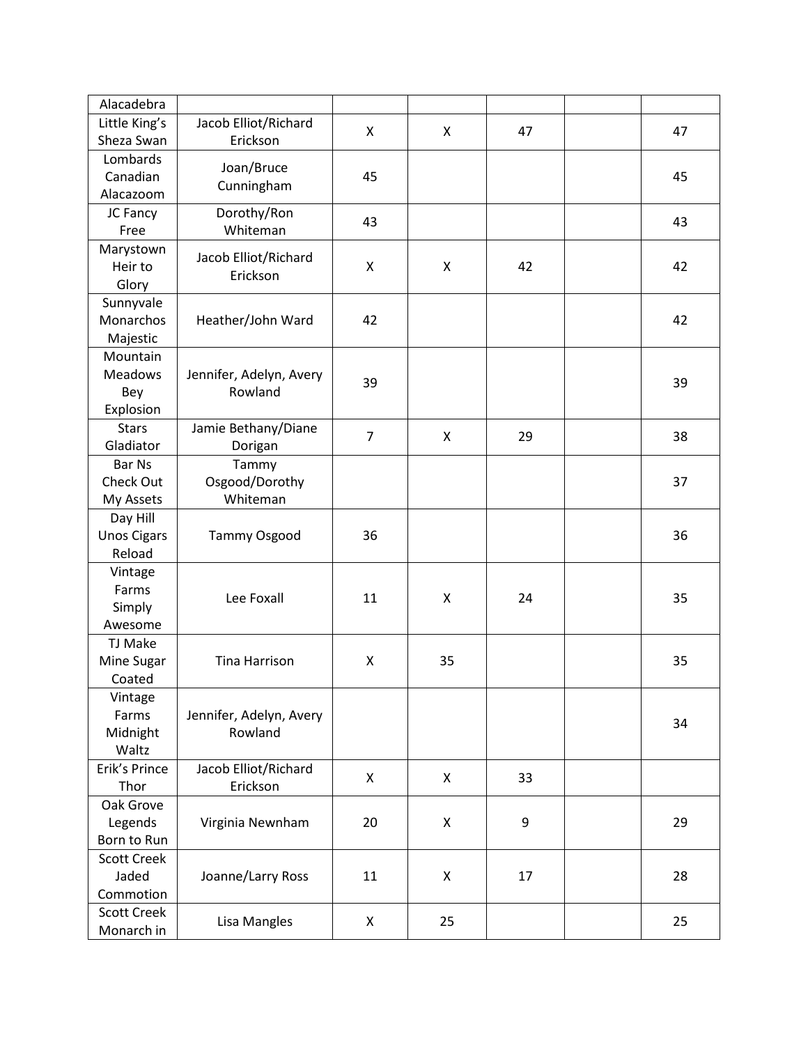| | | | | | | |
|---|---|---|---|---|---|---|
| Alacadebra | | | | | | |
| Little King's Sheza Swan | Jacob Elliot/Richard Erickson | X | X | 47 | | 47 |
| Lombards Canadian Alacazoom | Joan/Bruce Cunningham | 45 | | | | 45 |
| JC Fancy Free | Dorothy/Ron Whiteman | 43 | | | | 43 |
| Marystown Heir to Glory | Jacob Elliot/Richard Erickson | X | X | 42 | | 42 |
| Sunnyvale Monarchos Majestic | Heather/John Ward | 42 | | | | 42 |
| Mountain Meadows Bey Explosion | Jennifer, Adelyn, Avery Rowland | 39 | | | | 39 |
| Stars Gladiator | Jamie Bethany/Diane Dorigan | 7 | X | 29 | | 38 |
| Bar Ns Check Out My Assets | Tammy Osgood/Dorothy Whiteman | | | | | 37 |
| Day Hill Unos Cigars Reload | Tammy Osgood | 36 | | | | 36 |
| Vintage Farms Simply Awesome | Lee Foxall | 11 | X | 24 | | 35 |
| TJ Make Mine Sugar Coated | Tina Harrison | X | 35 | | | 35 |
| Vintage Farms Midnight Waltz | Jennifer, Adelyn, Avery Rowland | | | | | 34 |
| Erik's Prince Thor | Jacob Elliot/Richard Erickson | X | X | 33 | | |
| Oak Grove Legends Born to Run | Virginia Newnham | 20 | X | 9 | | 29 |
| Scott Creek Jaded Commotion | Joanne/Larry Ross | 11 | X | 17 | | 28 |
| Scott Creek Monarch in | Lisa Mangles | X | 25 | | | 25 |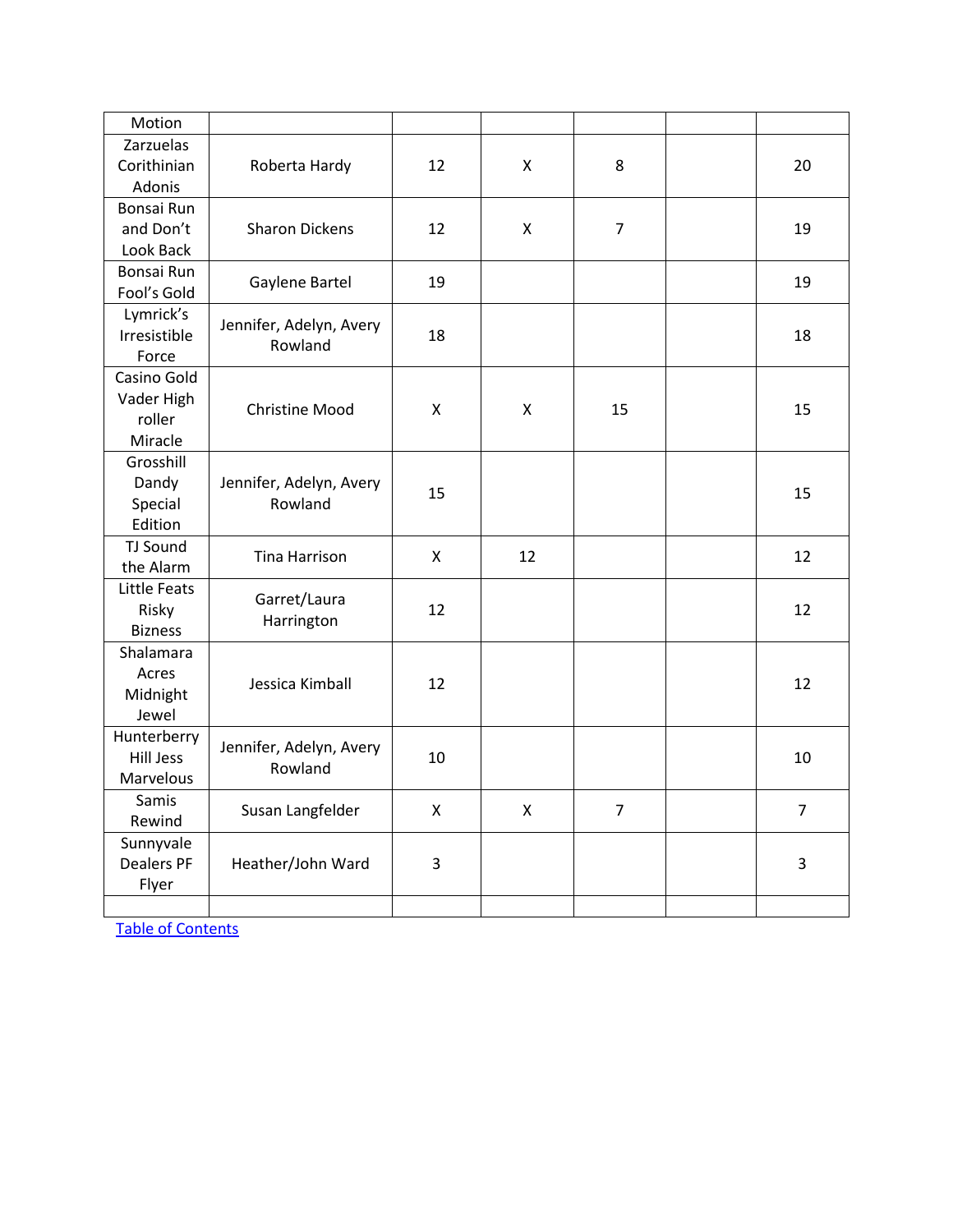| Motion | | | | | | |
|---|---|---|---|---|---|---|
| Zarzuelas Corithinian Adonis | Roberta Hardy | 12 | X | 8 | | 20 |
| Bonsai Run and Don't Look Back | Sharon Dickens | 12 | X | 7 | | 19 |
| Bonsai Run Fool's Gold | Gaylene Bartel | 19 | | | | 19 |
| Lymrick's Irresistible Force | Jennifer, Adelyn, Avery Rowland | 18 | | | | 18 |
| Casino Gold Vader High roller Miracle | Christine Mood | X | X | 15 | | 15 |
| Grosshill Dandy Special Edition | Jennifer, Adelyn, Avery Rowland | 15 | | | | 15 |
| TJ Sound the Alarm | Tina Harrison | X | 12 | | | 12 |
| Little Feats Risky Bizness | Garret/Laura Harrington | 12 | | | | 12 |
| Shalamara Acres Midnight Jewel | Jessica Kimball | 12 | | | | 12 |
| Hunterberry Hill Jess Marvelous | Jennifer, Adelyn, Avery Rowland | 10 | | | | 10 |
| Samis Rewind | Susan Langfelder | X | X | 7 | | 7 |
| Sunnyvale Dealers PF Flyer | Heather/John Ward | 3 | | | | 3 |
| | | | | | | |

Table of Contents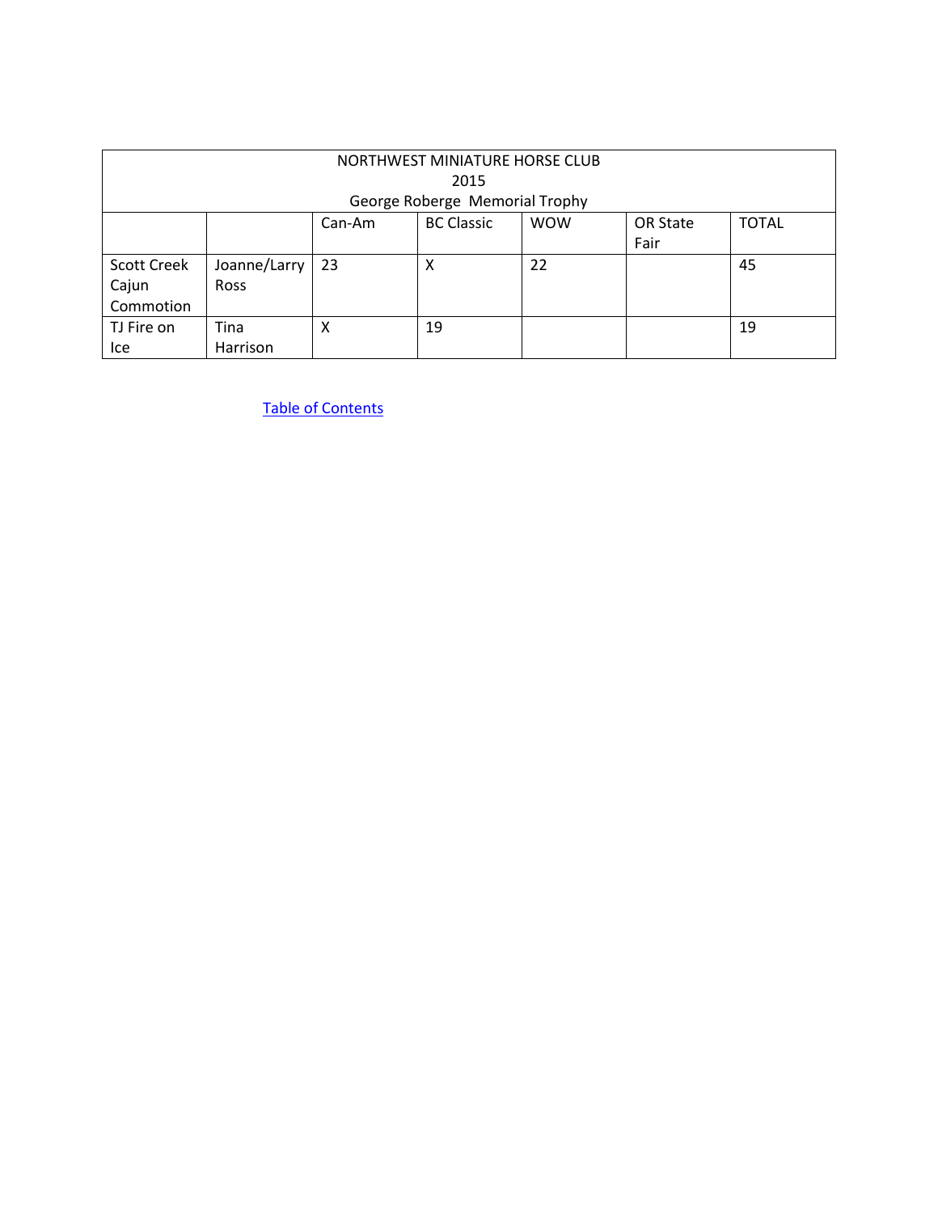| NORTHWEST MINIATURE HORSE CLUB<br>2015<br>George Roberge Memorial Trophy | | | | | | |
|---|---|---|---|---|---|---|
| | | Can-Am | BC Classic | WOW | OR State Fair | TOTAL |
| Scott Creek Cajun Commotion | Joanne/Larry Ross | 23 | X | 22 | | 45 |
| TJ Fire on Ice | Tina Harrison | X | 19 | | | 19 |

Table of Contents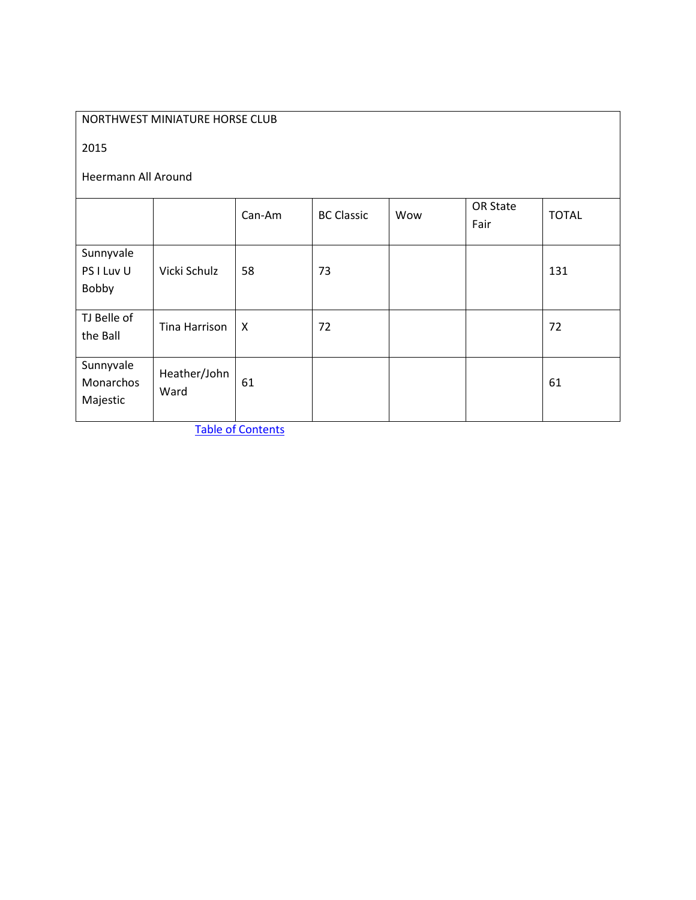NORTHWEST MINIATURE HORSE CLUB

2015

Heermann All Around

| | | Can-Am | BC Classic | Wow | OR State Fair | TOTAL |
|---|---|---|---|---|---|---|
| Sunnyvale PS I Luv U Bobby | Vicki Schulz | 58 | 73 | | | 131 |
| TJ Belle of the Ball | Tina Harrison | X | 72 | | | 72 |
| Sunnyvale Monarchos Majestic | Heather/John Ward | 61 | | | | 61 |

Table of Contents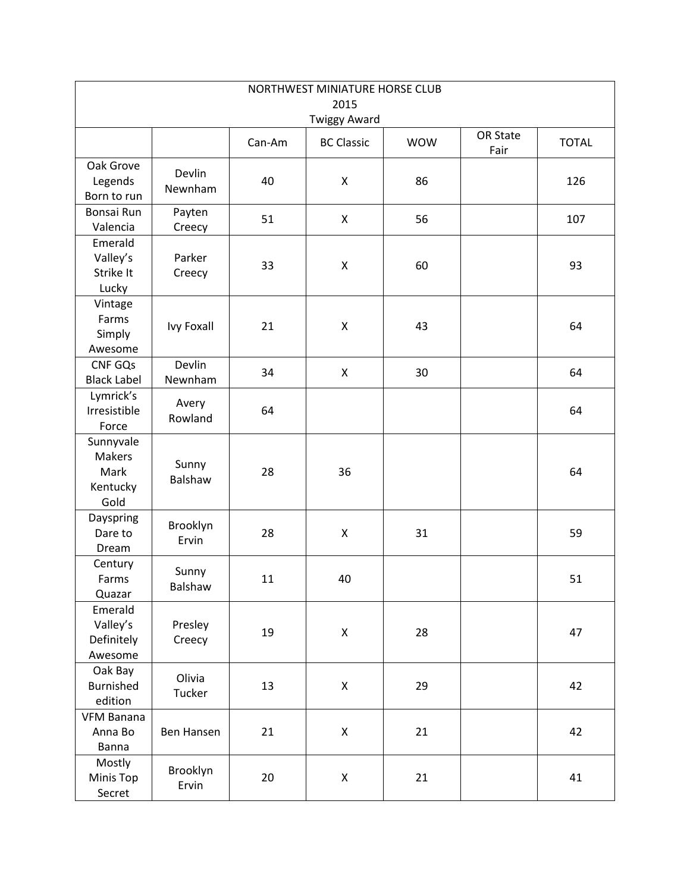| NORTHWEST MINIATURE HORSE CLUB 2015 Twiggy Award | | | | | | |
|---|---|---|---|---|---|---|
| | | Can-Am | BC Classic | WOW | OR State Fair | TOTAL |
| Oak Grove Legends Born to run | Devlin Newnham | 40 | X | 86 | | 126 |
| Bonsai Run Valencia | Payten Creecy | 51 | X | 56 | | 107 |
| Emerald Valley's Strike It Lucky | Parker Creecy | 33 | X | 60 | | 93 |
| Vintage Farms Simply Awesome | Ivy Foxall | 21 | X | 43 | | 64 |
| CNF GQs Black Label | Devlin Newnham | 34 | X | 30 | | 64 |
| Lymrick's Irresistible Force | Avery Rowland | 64 | | | | 64 |
| Sunnyvale Makers Mark Kentucky Gold | Sunny Balshaw | 28 | 36 | | | 64 |
| Dayspring Dare to Dream | Brooklyn Ervin | 28 | X | 31 | | 59 |
| Century Farms Quazar | Sunny Balshaw | 11 | 40 | | | 51 |
| Emerald Valley's Definitely Awesome | Presley Creecy | 19 | X | 28 | | 47 |
| Oak Bay Burnished edition | Olivia Tucker | 13 | X | 29 | | 42 |
| VFM Banana Anna Bo Banna | Ben Hansen | 21 | X | 21 | | 42 |
| Mostly Minis Top Secret | Brooklyn Ervin | 20 | X | 21 | | 41 |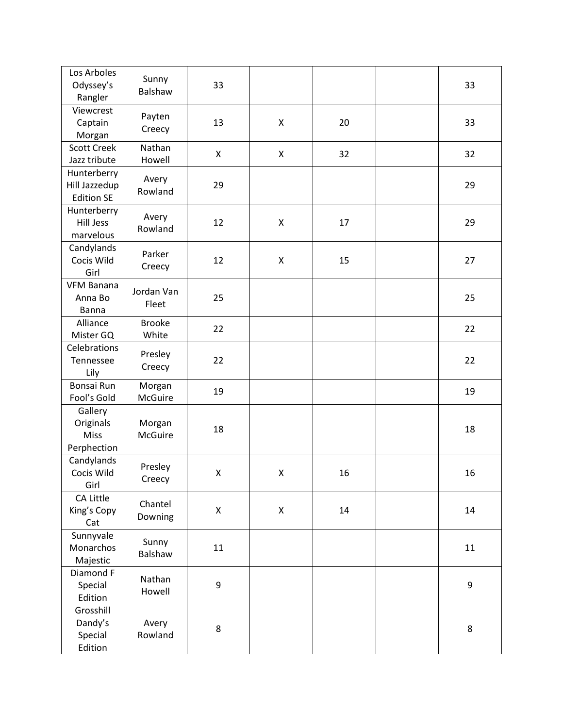| | | | | | | |
|---|---|---|---|---|---|---|
| Los Arboles Odyssey's Rangler | Sunny Balshaw | 33 | | | | 33 |
| Viewcrest Captain Morgan | Payten Creecy | 13 | X | 20 | | 33 |
| Scott Creek Jazz tribute | Nathan Howell | X | X | 32 | | 32 |
| Hunterberry Hill Jazzedup Edition SE | Avery Rowland | 29 | | | | 29 |
| Hunterberry Hill Jess marvelous | Avery Rowland | 12 | X | 17 | | 29 |
| Candylands Cocis Wild Girl | Parker Creecy | 12 | X | 15 | | 27 |
| VFM Banana Anna Bo Banna | Jordan Van Fleet | 25 | | | | 25 |
| Alliance Mister GQ | Brooke White | 22 | | | | 22 |
| Celebrations Tennessee Lily | Presley Creecy | 22 | | | | 22 |
| Bonsai Run Fool's Gold | Morgan McGuire | 19 | | | | 19 |
| Gallery Originals Miss Perphection | Morgan McGuire | 18 | | | | 18 |
| Candylands Cocis Wild Girl | Presley Creecy | X | X | 16 | | 16 |
| CA Little King's Copy Cat | Chantel Downing | X | X | 14 | | 14 |
| Sunnyvale Monarchos Majestic | Sunny Balshaw | 11 | | | | 11 |
| Diamond F Special Edition | Nathan Howell | 9 | | | | 9 |
| Grosshill Dandy's Special Edition | Avery Rowland | 8 | | | | 8 |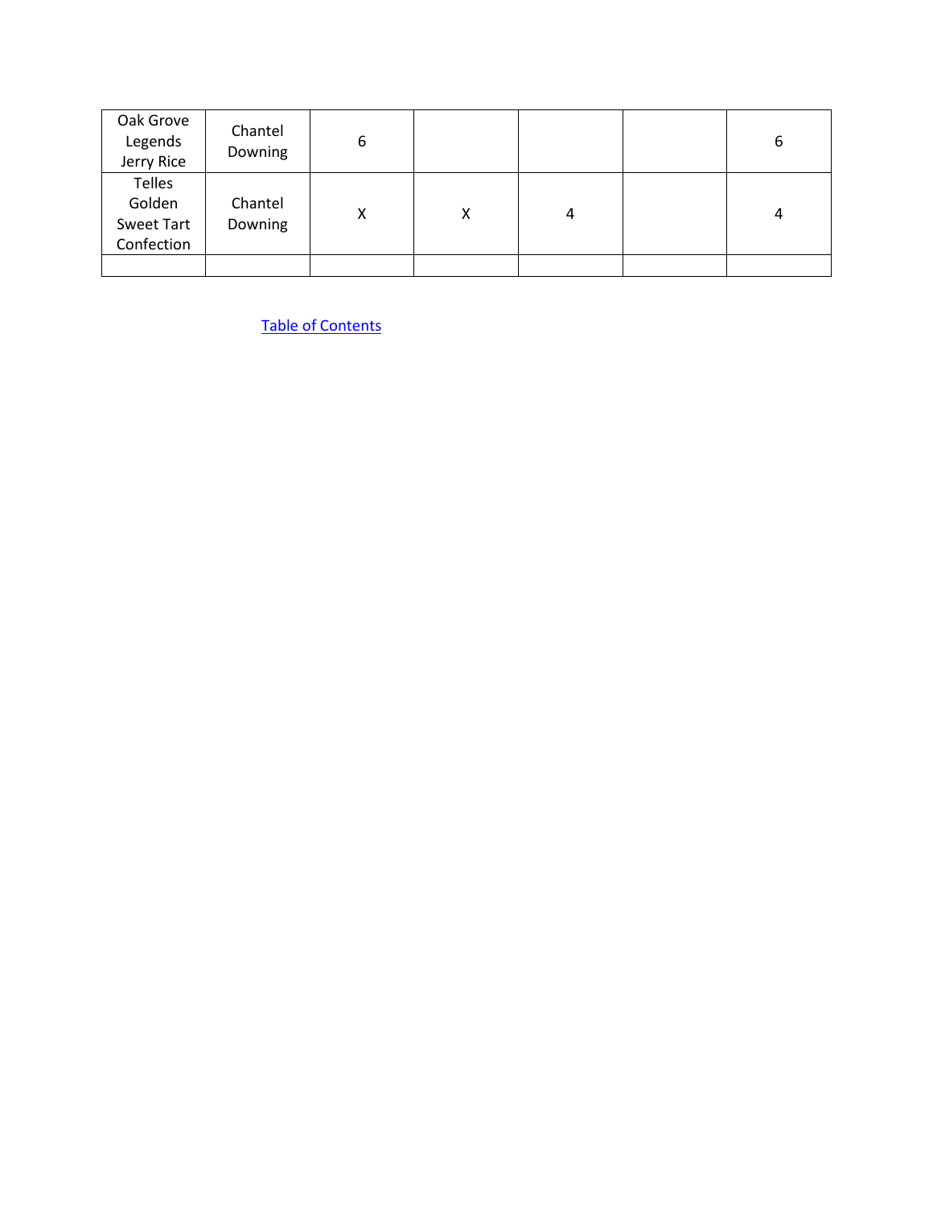| | | | | | | |
|---|---|---|---|---|---|---|
| Oak Grove Legends Jerry Rice | Chantel Downing | 6 | | | | 6 |
| Telles Golden Sweet Tart Confection | Chantel Downing | X | X | 4 | | 4 |
| | | | | | | |

Table of Contents